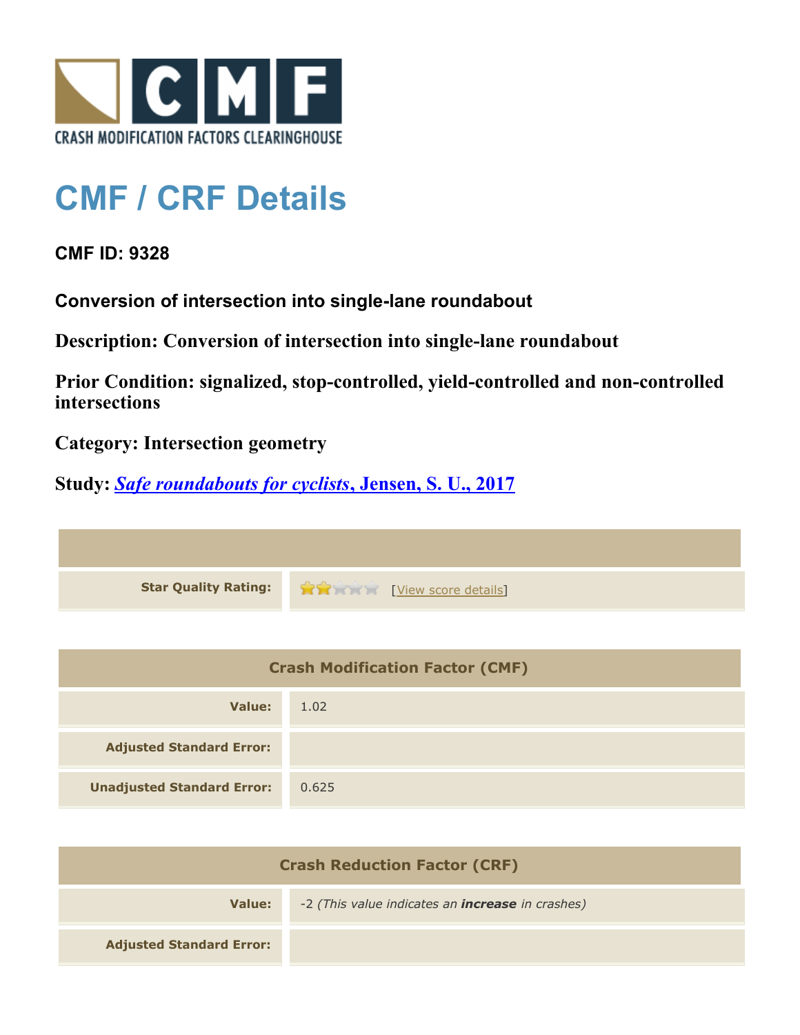CRASH MODIFICATION FACTORS CLEARINGHOUSE

# CMF / CRF Details

## CMF ID: 9328

### Conversion of intersection into single-lane roundabout

**Description: Conversion of intersection into single-lane roundabout**

**Prior Condition: signalized, stop-controlled, yield-controlled and non-controlled intersections**

**Category: Intersection geometry**

**Study: *Safe roundabouts for cyclists*, Jensen, S. U., 2017**

| | |
|---|---|
| **Star Quality Rating:** | 2 of 5 stars [View score details] |

| Crash Modification Factor (CMF) | |
|---|---|
| **Value:** | 1.02 |
| **Adjusted Standard Error:** | |
| **Unadjusted Standard Error:** | 0.625 |

| Crash Reduction Factor (CRF) | |
|---|---|
| **Value:** | -2 *(This value indicates an **increase** in crashes)* |
| **Adjusted Standard Error:** | |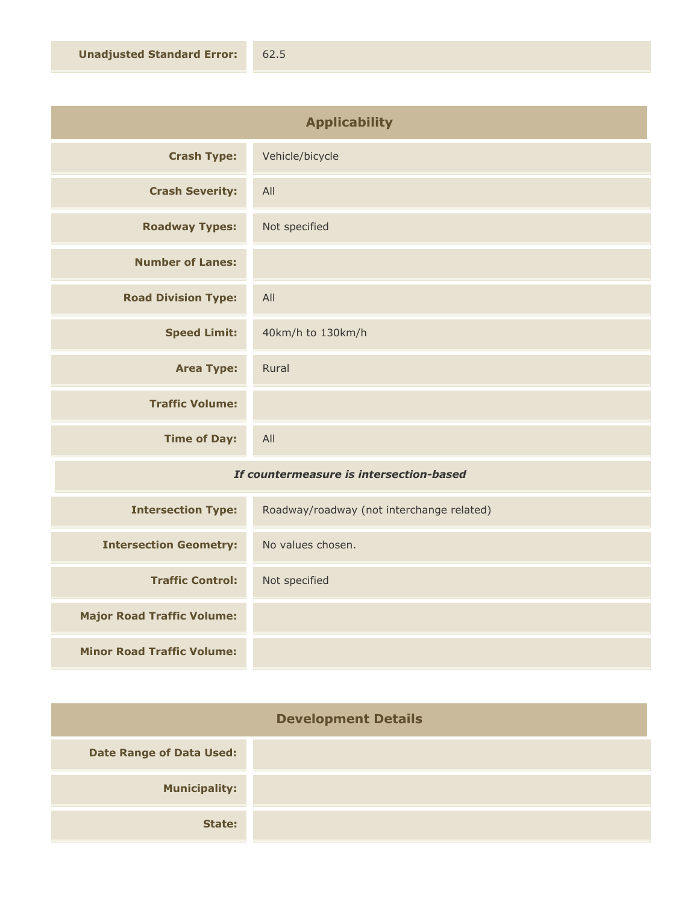| | |
|---|---|
| **Unadjusted Standard Error:** | 62.5 |

## Applicability

| | |
|---|---|
| **Crash Type:** | Vehicle/bicycle |
| **Crash Severity:** | All |
| **Roadway Types:** | Not specified |
| **Number of Lanes:** | |
| **Road Division Type:** | All |
| **Speed Limit:** | 40km/h to 130km/h |
| **Area Type:** | Rural |
| **Traffic Volume:** | |
| **Time of Day:** | All |

*If countermeasure is intersection-based*

| | |
|---|---|
| **Intersection Type:** | Roadway/roadway (not interchange related) |
| **Intersection Geometry:** | No values chosen. |
| **Traffic Control:** | Not specified |
| **Major Road Traffic Volume:** | |
| **Minor Road Traffic Volume:** | |

## Development Details

| | |
|---|---|
| **Date Range of Data Used:** | |
| **Municipality:** | |
| **State:** | |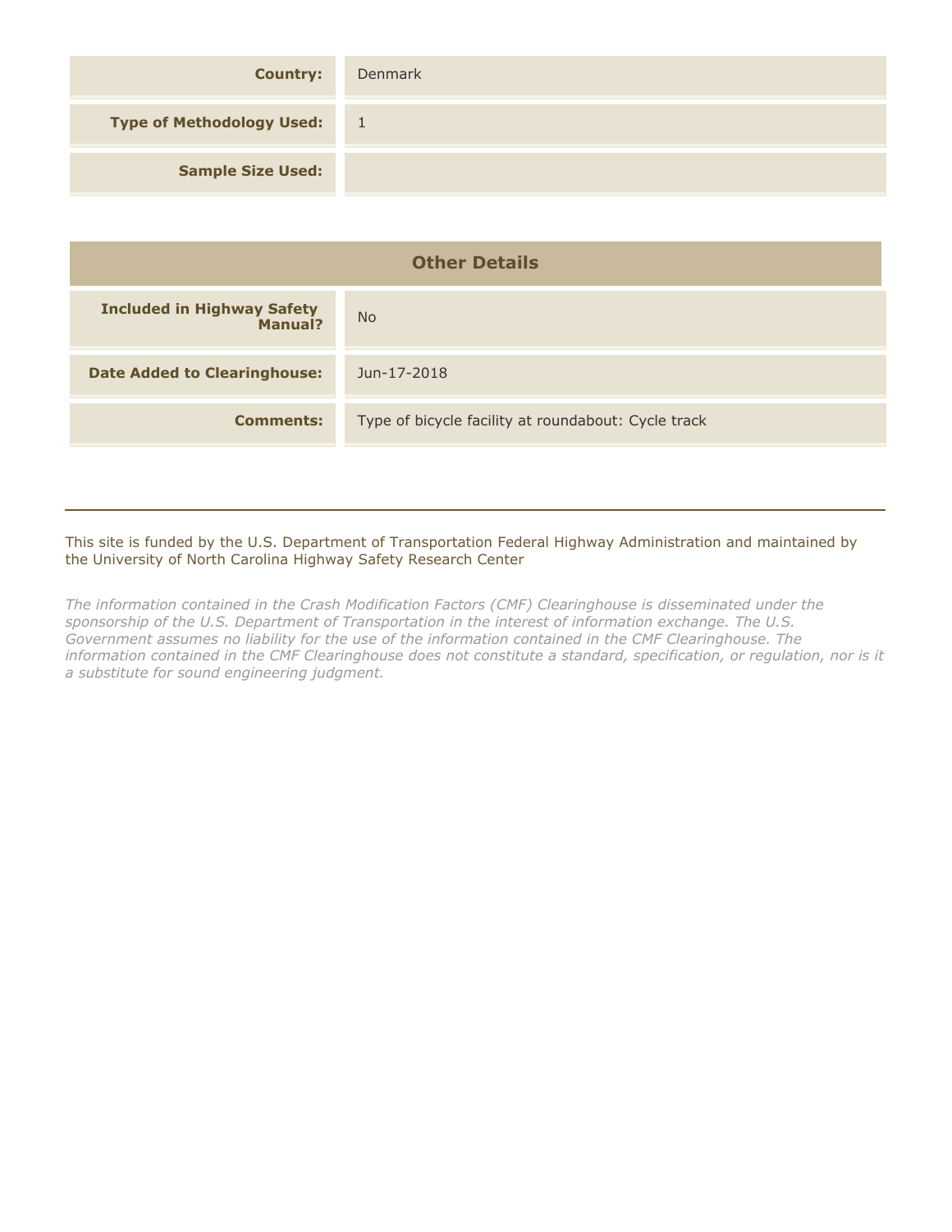| | |
|---|---|
| **Country:** | Denmark |
| **Type of Methodology Used:** | 1 |
| **Sample Size Used:** | |

## Other Details

| | |
|---|---|
| **Included in Highway Safety Manual?** | No |
| **Date Added to Clearinghouse:** | Jun-17-2018 |
| **Comments:** | Type of bicycle facility at roundabout: Cycle track |

---

This site is funded by the U.S. Department of Transportation Federal Highway Administration and maintained by the University of North Carolina Highway Safety Research Center

*The information contained in the Crash Modification Factors (CMF) Clearinghouse is disseminated under the sponsorship of the U.S. Department of Transportation in the interest of information exchange. The U.S. Government assumes no liability for the use of the information contained in the CMF Clearinghouse. The information contained in the CMF Clearinghouse does not constitute a standard, specification, or regulation, nor is it a substitute for sound engineering judgment.*